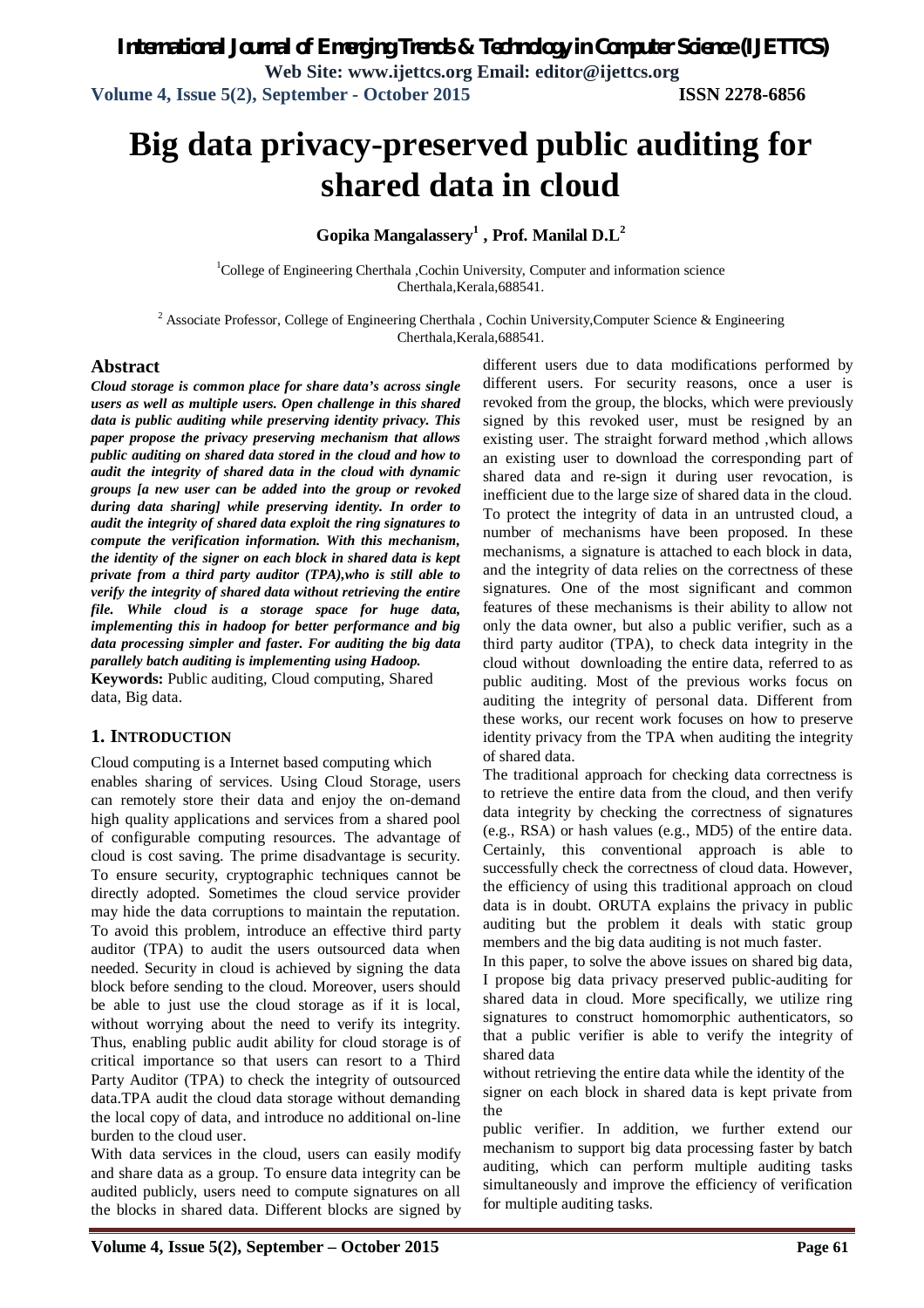# Big data privacy-preserved public auditing for shared data in cloud

**Gopika Mangalassery[1] , Prof. Manilal D.L[2]**

[1]College of Engineering Cherthala ,Cochin University, Computer and information science Cherthala,Kerala,688541.

[2] Associate Professor, College of Engineering Cherthala , Cochin University,Computer Science & Engineering Cherthala,Kerala,688541.

## Abstract

***Cloud storage is common place for share data's across single users as well as multiple users. Open challenge in this shared data is public auditing while preserving identity privacy. This paper propose the privacy preserving mechanism that allows public auditing on shared data stored in the cloud and how to audit the integrity of shared data in the cloud with dynamic groups [a new user can be added into the group or revoked during data sharing] while preserving identity. In order to audit the integrity of shared data exploit the ring signatures to compute the verification information. With this mechanism, the identity of the signer on each block in shared data is kept private from a third party auditor (TPA),who is still able to verify the integrity of shared data without retrieving the entire file. While cloud is a storage space for huge data, implementing this in hadoop for better performance and big data processing simpler and faster. For auditing the big data parallely batch auditing is implementing using Hadoop.***

**Keywords:** Public auditing, Cloud computing, Shared data, Big data.

## 1. INTRODUCTION

Cloud computing is a Internet based computing which enables sharing of services. Using Cloud Storage, users can remotely store their data and enjoy the on-demand high quality applications and services from a shared pool of configurable computing resources. The advantage of cloud is cost saving. The prime disadvantage is security. To ensure security, cryptographic techniques cannot be directly adopted. Sometimes the cloud service provider may hide the data corruptions to maintain the reputation. To avoid this problem, introduce an effective third party auditor (TPA) to audit the users outsourced data when needed. Security in cloud is achieved by signing the data block before sending to the cloud. Moreover, users should be able to just use the cloud storage as if it is local, without worrying about the need to verify its integrity. Thus, enabling public audit ability for cloud storage is of critical importance so that users can resort to a Third Party Auditor (TPA) to check the integrity of outsourced data.TPA audit the cloud data storage without demanding the local copy of data, and introduce no additional on-line burden to the cloud user.

With data services in the cloud, users can easily modify and share data as a group. To ensure data integrity can be audited publicly, users need to compute signatures on all the blocks in shared data. Different blocks are signed by different users due to data modifications performed by different users. For security reasons, once a user is revoked from the group, the blocks, which were previously signed by this revoked user, must be resigned by an existing user. The straight forward method ,which allows an existing user to download the corresponding part of shared data and re-sign it during user revocation, is inefficient due to the large size of shared data in the cloud. To protect the integrity of data in an untrusted cloud, a number of mechanisms have been proposed. In these mechanisms, a signature is attached to each block in data, and the integrity of data relies on the correctness of these signatures. One of the most significant and common features of these mechanisms is their ability to allow not only the data owner, but also a public verifier, such as a third party auditor (TPA), to check data integrity in the cloud without downloading the entire data, referred to as public auditing. Most of the previous works focus on auditing the integrity of personal data. Different from these works, our recent work focuses on how to preserve identity privacy from the TPA when auditing the integrity of shared data.

The traditional approach for checking data correctness is to retrieve the entire data from the cloud, and then verify data integrity by checking the correctness of signatures (e.g., RSA) or hash values (e.g., MD5) of the entire data. Certainly, this conventional approach is able to successfully check the correctness of cloud data. However, the efficiency of using this traditional approach on cloud data is in doubt. ORUTA explains the privacy in public auditing but the problem it deals with static group members and the big data auditing is not much faster.

In this paper, to solve the above issues on shared big data, I propose big data privacy preserved public-auditing for shared data in cloud. More specifically, we utilize ring signatures to construct homomorphic authenticators, so that a public verifier is able to verify the integrity of shared data without retrieving the entire data while the identity of the signer on each block in shared data is kept private from the public verifier. In addition, we further extend our mechanism to support big data processing faster by batch auditing, which can perform multiple auditing tasks simultaneously and improve the efficiency of verification for multiple auditing tasks.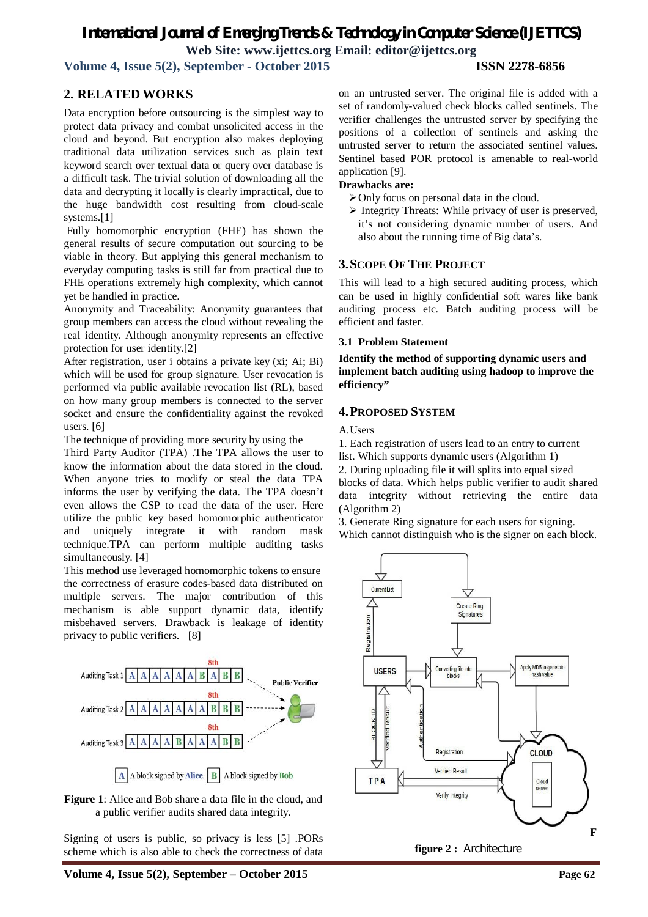## 2. RELATED WORKS

Data encryption before outsourcing is the simplest way to protect data privacy and combat unsolicited access in the cloud and beyond. But encryption also makes deploying traditional data utilization services such as plain text keyword search over textual data or query over database is a difficult task. The trivial solution of downloading all the data and decrypting it locally is clearly impractical, due to the huge bandwidth cost resulting from cloud-scale systems.[1]

Fully homomorphic encryption (FHE) has shown the general results of secure computation out sourcing to be viable in theory. But applying this general mechanism to everyday computing tasks is still far from practical due to FHE operations extremely high complexity, which cannot yet be handled in practice.

Anonymity and Traceability: Anonymity guarantees that group members can access the cloud without revealing the real identity. Although anonymity represents an effective protection for user identity.[2]

After registration, user i obtains a private key (xi; Ai; Bi) which will be used for group signature. User revocation is performed via public available revocation list (RL), based on how many group members is connected to the server socket and ensure the confidentiality against the revoked users. [6]

The technique of providing more security by using the Third Party Auditor (TPA) .The TPA allows the user to know the information about the data stored in the cloud. When anyone tries to modify or steal the data TPA informs the user by verifying the data. The TPA doesn't even allows the CSP to read the data of the user. Here utilize the public key based homomorphic authenticator and uniquely integrate it with random mask technique.TPA can perform multiple auditing tasks simultaneously. [4]

This method use leveraged homomorphic tokens to ensure the correctness of erasure codes-based data distributed on multiple servers. The major contribution of this mechanism is able support dynamic data, identify misbehaved servers. Drawback is leakage of identity privacy to public verifiers. [8]

**Figure 1**: Alice and Bob share a data file in the cloud, and a public verifier audits shared data integrity.

Signing of users is public, so privacy is less [5] .PORs scheme which is also able to check the correctness of data on an untrusted server. The original file is added with a set of randomly-valued check blocks called sentinels. The verifier challenges the untrusted server by specifying the positions of a collection of sentinels and asking the untrusted server to return the associated sentinel values. Sentinel based POR protocol is amenable to real-world application [9].

**Drawbacks are:**

- Only focus on personal data in the cloud.
- Integrity Threats: While privacy of user is preserved, it's not considering dynamic number of users. And also about the running time of Big data's.

## 3. SCOPE OF THE PROJECT

This will lead to a high secured auditing process, which can be used in highly confidential soft wares like bank auditing process etc. Batch auditing process will be efficient and faster.

### 3.1 Problem Statement

**Identify the method of supporting dynamic users and implement batch auditing using hadoop to improve the efficiency"**

## 4. PROPOSED SYSTEM

A.Users

1. Each registration of users lead to an entry to current list. Which supports dynamic users (Algorithm 1)
2. During uploading file it will splits into equal sized blocks of data. Which helps public verifier to audit shared data integrity without retrieving the entire data (Algorithm 2)
3. Generate Ring signature for each users for signing. Which cannot distinguish who is the signer on each block.

F

**figure 2 :** Architecture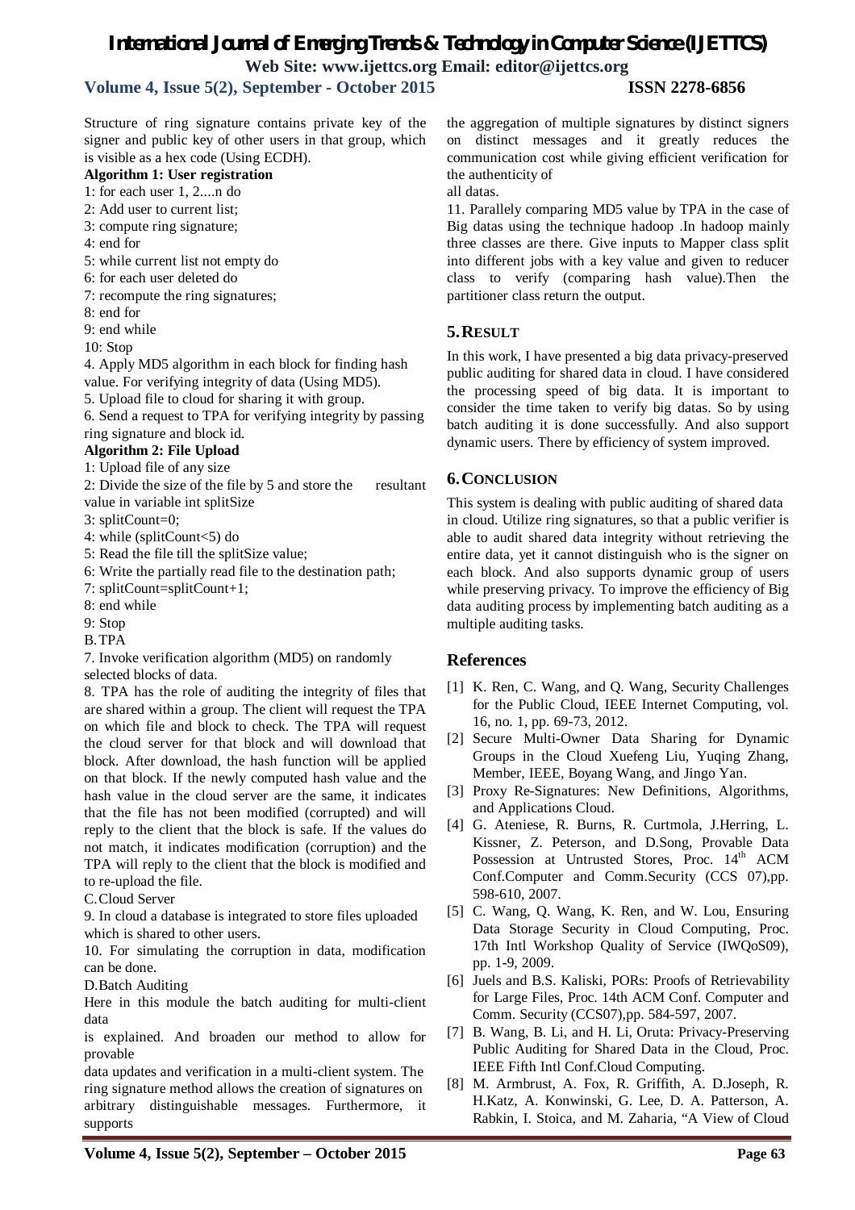Structure of ring signature contains private key of the signer and public key of other users in that group, which is visible as a hex code (Using ECDH).

**Algorithm 1: User registration**

1: for each user 1, 2....n do
2: Add user to current list;
3: compute ring signature;
4: end for
5: while current list not empty do
6: for each user deleted do
7: recompute the ring signatures;
8: end for
9: end while
10: Stop

4. Apply MD5 algorithm in each block for finding hash value. For verifying integrity of data (Using MD5).

5. Upload file to cloud for sharing it with group.

6. Send a request to TPA for verifying integrity by passing ring signature and block id.

**Algorithm 2: File Upload**

1: Upload file of any size
2: Divide the size of the file by 5 and store the resultant value in variable int splitSize
3: splitCount=0;
4: while (splitCount<5) do
5: Read the file till the splitSize value;
6: Write the partially read file to the destination path;
7: splitCount=splitCount+1;
8: end while
9: Stop

B. TPA

7. Invoke verification algorithm (MD5) on randomly selected blocks of data.

8. TPA has the role of auditing the integrity of files that are shared within a group. The client will request the TPA on which file and block to check. The TPA will request the cloud server for that block and will download that block. After download, the hash function will be applied on that block. If the newly computed hash value and the hash value in the cloud server are the same, it indicates that the file has not been modified (corrupted) and will reply to the client that the block is safe. If the values do not match, it indicates modification (corruption) and the TPA will reply to the client that the block is modified and to re-upload the file.

C. Cloud Server

9. In cloud a database is integrated to store files uploaded which is shared to other users.

10. For simulating the corruption in data, modification can be done.

D. Batch Auditing

Here in this module the batch auditing for multi-client data is explained. And broaden our method to allow for provable data updates and verification in a multi-client system. The ring signature method allows the creation of signatures on arbitrary distinguishable messages. Furthermore, it supports the aggregation of multiple signatures by distinct signers on distinct messages and it greatly reduces the communication cost while giving efficient verification for the authenticity of all datas.

11. Parallely comparing MD5 value by TPA in the case of Big datas using the technique hadoop .In hadoop mainly three classes are there. Give inputs to Mapper class split into different jobs with a key value and given to reducer class to verify (comparing hash value).Then the partitioner class return the output.

## 5. RESULT

In this work, I have presented a big data privacy-preserved public auditing for shared data in cloud. I have considered the processing speed of big data. It is important to consider the time taken to verify big datas. So by using batch auditing it is done successfully. And also support dynamic users. There by efficiency of system improved.

## 6. CONCLUSION

This system is dealing with public auditing of shared data in cloud. Utilize ring signatures, so that a public verifier is able to audit shared data integrity without retrieving the entire data, yet it cannot distinguish who is the signer on each block. And also supports dynamic group of users while preserving privacy. To improve the efficiency of Big data auditing process by implementing batch auditing as a multiple auditing tasks.

## References

[1] K. Ren, C. Wang, and Q. Wang, Security Challenges for the Public Cloud, IEEE Internet Computing, vol. 16, no. 1, pp. 69-73, 2012.

[2] Secure Multi-Owner Data Sharing for Dynamic Groups in the Cloud Xuefeng Liu, Yuqing Zhang, Member, IEEE, Boyang Wang, and Jingo Yan.

[3] Proxy Re-Signatures: New Definitions, Algorithms, and Applications Cloud.

[4] G. Ateniese, R. Burns, R. Curtmola, J.Herring, L. Kissner, Z. Peterson, and D.Song, Provable Data Possession at Untrusted Stores, Proc. 14th ACM Conf.Computer and Comm.Security (CCS 07),pp. 598-610, 2007.

[5] C. Wang, Q. Wang, K. Ren, and W. Lou, Ensuring Data Storage Security in Cloud Computing, Proc. 17th Intl Workshop Quality of Service (IWQoS09), pp. 1-9, 2009.

[6] Juels and B.S. Kaliski, PORs: Proofs of Retrievability for Large Files, Proc. 14th ACM Conf. Computer and Comm. Security (CCS07),pp. 584-597, 2007.

[7] B. Wang, B. Li, and H. Li, Oruta: Privacy-Preserving Public Auditing for Shared Data in the Cloud, Proc. IEEE Fifth Intl Conf.Cloud Computing.

[8] M. Armbrust, A. Fox, R. Griffith, A. D.Joseph, R. H.Katz, A. Konwinski, G. Lee, D. A. Patterson, A. Rabkin, I. Stoica, and M. Zaharia, "A View of Cloud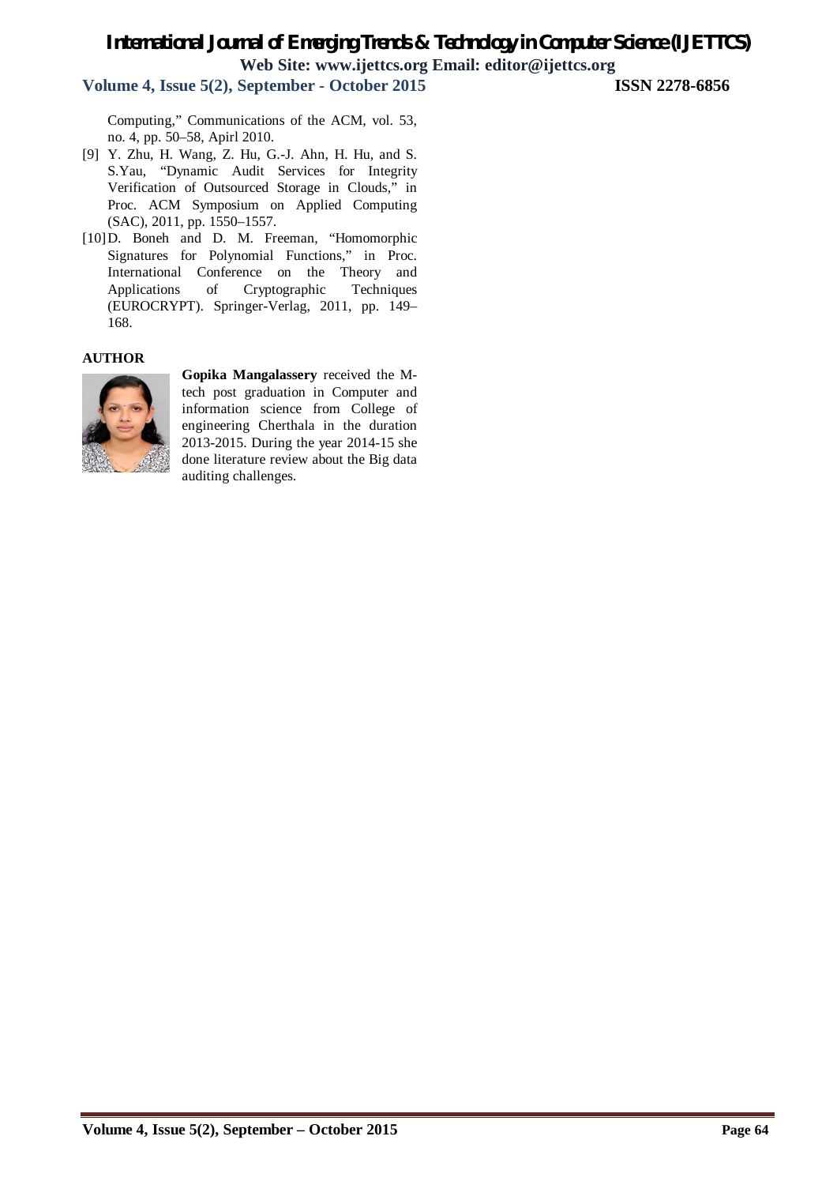Computing," Communications of the ACM, vol. 53, no. 4, pp. 50–58, Apirl 2010.

[9] Y. Zhu, H. Wang, Z. Hu, G.-J. Ahn, H. Hu, and S. S.Yau, "Dynamic Audit Services for Integrity Verification of Outsourced Storage in Clouds," in Proc. ACM Symposium on Applied Computing (SAC), 2011, pp. 1550–1557.

[10] D. Boneh and D. M. Freeman, "Homomorphic Signatures for Polynomial Functions," in Proc. International Conference on the Theory and Applications of Cryptographic Techniques (EUROCRYPT). Springer-Verlag, 2011, pp. 149–168.

**AUTHOR**

**Gopika Mangalassery** received the M-tech post graduation in Computer and information science from College of engineering Cherthala in the duration 2013-2015. During the year 2014-15 she done literature review about the Big data auditing challenges.